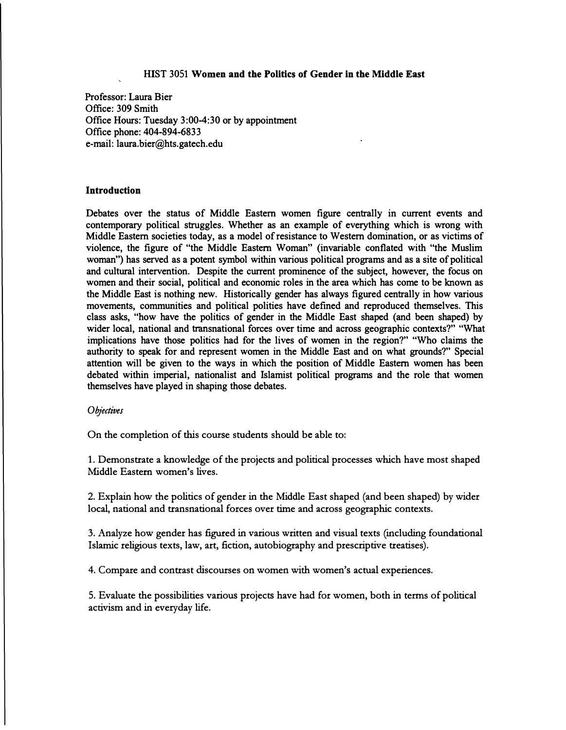# HIST 3051 **Women and the Politics of Gender in the Middle East**

Professor: Laura Bier
Office: 309 Smith
Office Hours: Tuesday 3:00-4:30 or by appointment
Office phone: 404-894-6833
e-mail: laura.bier@hts.gatech.edu

## Introduction

Debates over the status of Middle Eastern women figure centrally in current events and contemporary political struggles. Whether as an example of everything which is wrong with Middle Eastern societies today, as a model of resistance to Western domination, or as victims of violence, the figure of "the Middle Eastern Woman" (invariable conflated with "the Muslim woman") has served as a potent symbol within various political programs and as a site of political and cultural intervention. Despite the current prominence of the subject, however, the focus on women and their social, political and economic roles in the area which has come to be known as the Middle East is nothing new. Historically gender has always figured centrally in how various movements, communities and political polities have defined and reproduced themselves. This class asks, "how have the politics of gender in the Middle East shaped (and been shaped) by wider local, national and transnational forces over time and across geographic contexts?" "What implications have those politics had for the lives of women in the region?" "Who claims the authority to speak for and represent women in the Middle East and on what grounds?" Special attention will be given to the ways in which the position of Middle Eastern women has been debated within imperial, nationalist and Islamist political programs and the role that women themselves have played in shaping those debates.

*Objectives*

On the completion of this course students should be able to:

1. Demonstrate a knowledge of the projects and political processes which have most shaped Middle Eastern women's lives.

2. Explain how the politics of gender in the Middle East shaped (and been shaped) by wider local, national and transnational forces over time and across geographic contexts.

3. Analyze how gender has figured in various written and visual texts (including foundational Islamic religious texts, law, art, fiction, autobiography and prescriptive treatises).

4. Compare and contrast discourses on women with women's actual experiences.

5. Evaluate the possibilities various projects have had for women, both in terms of political activism and in everyday life.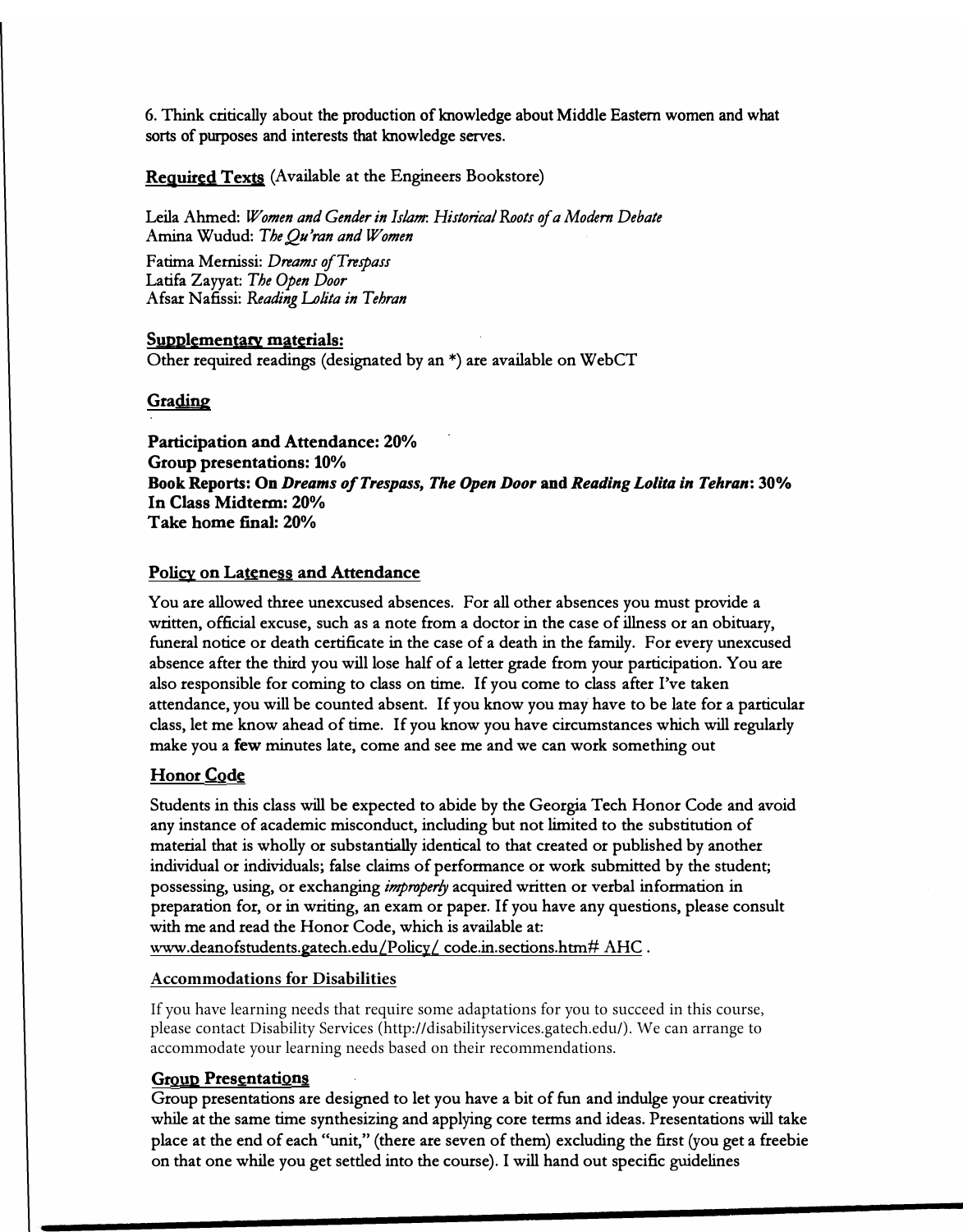6. Think critically about the production of knowledge about Middle Eastern women and what sorts of purposes and interests that knowledge serves.

**Required Texts** (Available at the Engineers Bookstore)

Leila Ahmed: *Women and Gender in Islam: Historical Roots of a Modern Debate*
Amina Wudud: *The Qu'ran and Women*

Fatima Mernissi: *Dreams of Trespass*
Latifa Zayyat: *The Open Door*
Afsar Nafissi: *Reading Lolita in Tehran*

**Supplementary materials:**
Other required readings (designated by an *) are available on WebCT

## Grading

**Participation and Attendance: 20%**
**Group presentations: 10%**
**Book Reports: On *Dreams of Trespass, The Open Door* and *Reading Lolita in Tehran*: 30%**
**In Class Midterm: 20%**
**Take home final: 20%**

## Policy on Lateness and Attendance

You are allowed three unexcused absences. For all other absences you must provide a written, official excuse, such as a note from a doctor in the case of illness or an obituary, funeral notice or death certificate in the case of a death in the family. For every unexcused absence after the third you will lose half of a letter grade from your participation. You are also responsible for coming to class on time. If you come to class after I've taken attendance, you will be counted absent. If you know you may have to be late for a particular class, let me know ahead of time. If you know you have circumstances which will regularly make you a **few** minutes late, come and see me and we can work something out

## Honor Code

Students in this class will be expected to abide by the Georgia Tech Honor Code and avoid any instance of academic misconduct, including but not limited to the substitution of material that is wholly or substantially identical to that created or published by another individual or individuals; false claims of performance or work submitted by the student; possessing, using, or exchanging *improperly* acquired written or verbal information in preparation for, or in writing, an exam or paper. If you have any questions, please consult with me and read the Honor Code, which is available at: www.deanofstudents.gatech.edu/Policy/ code.in.sections.htm# AHC .

## Accommodations for Disabilities

If you have learning needs that require some adaptations for you to succeed in this course, please contact Disability Services (http://disabilityservices.gatech.edu/). We can arrange to accommodate your learning needs based on their recommendations.

## Group Presentations

Group presentations are designed to let you have a bit of fun and indulge your creativity while at the same time synthesizing and applying core terms and ideas. Presentations will take place at the end of each "unit," (there are seven of them) excluding the first (you get a freebie on that one while you get settled into the course). I will hand out specific guidelines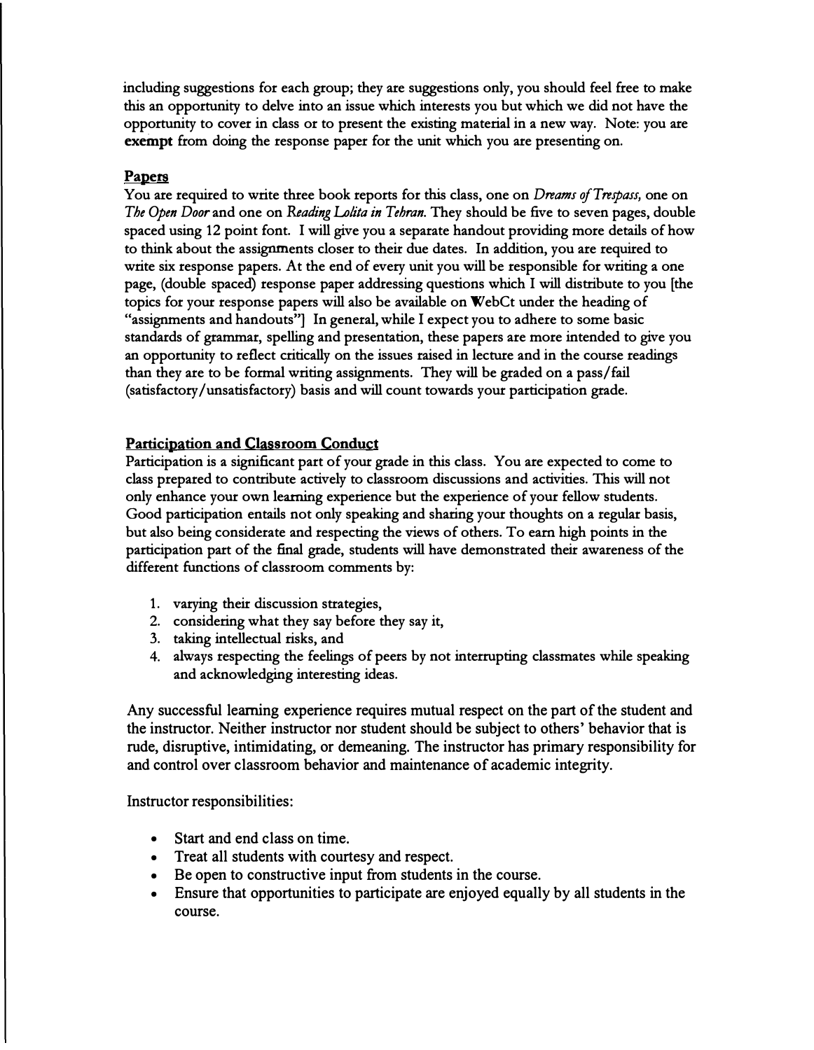including suggestions for each group; they are suggestions only, you should feel free to make this an opportunity to delve into an issue which interests you but which we did not have the opportunity to cover in class or to present the existing material in a new way. Note: you are **exempt** from doing the response paper for the unit which you are presenting on.

## Papers

You are required to write three book reports for this class, one on *Dreams of Trespass,* one on *The Open Door* and one on *Reading Lolita in Tehran.* They should be five to seven pages, double spaced using 12 point font. I will give you a separate handout providing more details of how to think about the assignments closer to their due dates. In addition, you are required to write six response papers. At the end of every unit you will be responsible for writing a one page, (double spaced) response paper addressing questions which I will distribute to you [the topics for your response papers will also be available on WebCt under the heading of "assignments and handouts"] In general, while I expect you to adhere to some basic standards of grammar, spelling and presentation, these papers are more intended to give you an opportunity to reflect critically on the issues raised in lecture and in the course readings than they are to be formal writing assignments. They will be graded on a pass/fail (satisfactory/unsatisfactory) basis and will count towards your participation grade.

## Participation and Classroom Conduct

Participation is a significant part of your grade in this class. You are expected to come to class prepared to contribute actively to classroom discussions and activities. This will not only enhance your own learning experience but the experience of your fellow students. Good participation entails not only speaking and sharing your thoughts on a regular basis, but also being considerate and respecting the views of others. To earn high points in the participation part of the final grade, students will have demonstrated their awareness of the different functions of classroom comments by:

1. varying their discussion strategies,
2. considering what they say before they say it,
3. taking intellectual risks, and
4. always respecting the feelings of peers by not interrupting classmates while speaking and acknowledging interesting ideas.

Any successful learning experience requires mutual respect on the part of the student and the instructor. Neither instructor nor student should be subject to others' behavior that is rude, disruptive, intimidating, or demeaning. The instructor has primary responsibility for and control over classroom behavior and maintenance of academic integrity.

Instructor responsibilities:

- Start and end class on time.
- Treat all students with courtesy and respect.
- Be open to constructive input from students in the course.
- Ensure that opportunities to participate are enjoyed equally by all students in the course.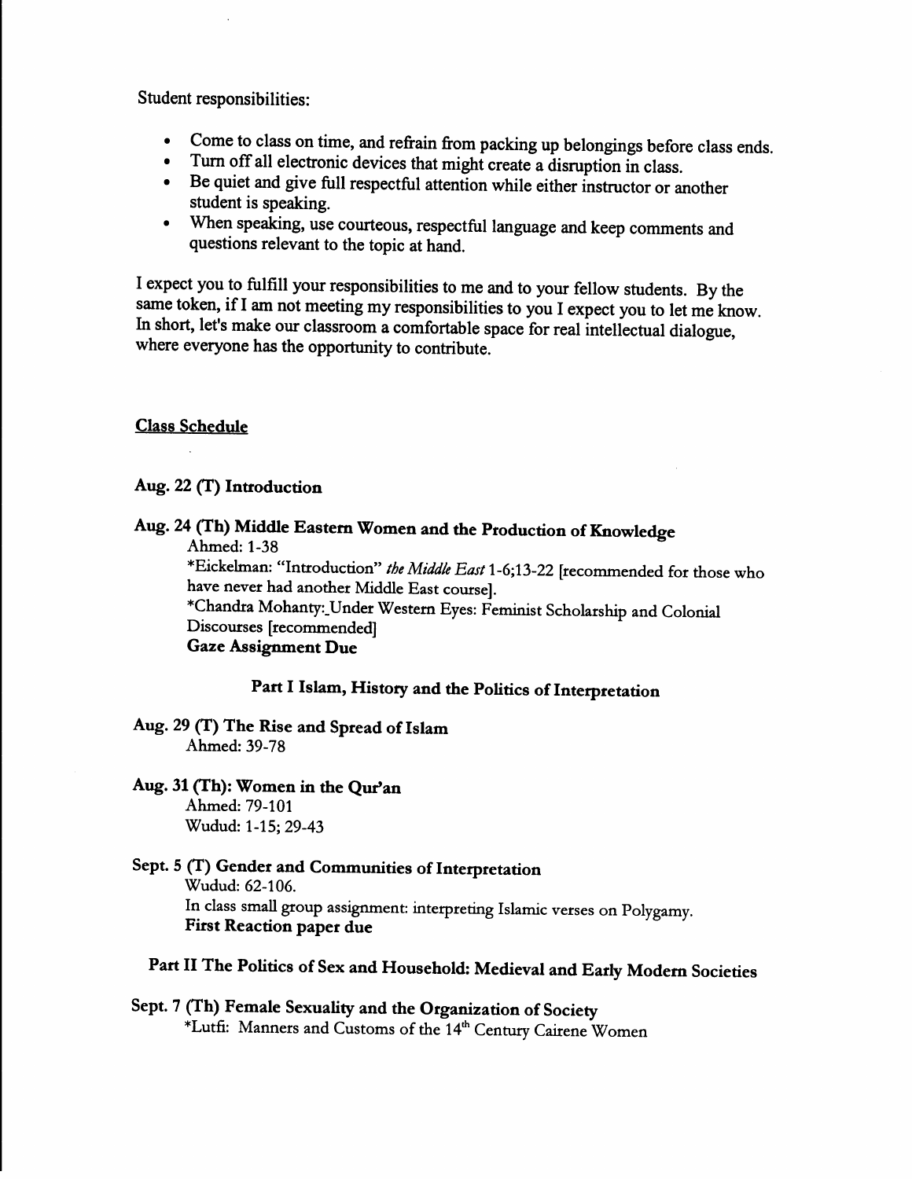Student responsibilities:

- Come to class on time, and refrain from packing up belongings before class ends.
- Turn off all electronic devices that might create a disruption in class.
- Be quiet and give full respectful attention while either instructor or another student is speaking.
- When speaking, use courteous, respectful language and keep comments and questions relevant to the topic at hand.

I expect you to fulfill your responsibilities to me and to your fellow students. By the same token, if I am not meeting my responsibilities to you I expect you to let me know. In short, let's make our classroom a comfortable space for real intellectual dialogue, where everyone has the opportunity to contribute.

## Class Schedule

**Aug. 22 (T) Introduction**

**Aug. 24 (Th) Middle Eastern Women and the Production of Knowledge**

Ahmed: 1-38

*Eickelman: "Introduction" *the Middle East* 1-6;13-22 [recommended for those who have never had another Middle East course].

*Chandra Mohanty: Under Western Eyes: Feminist Scholarship and Colonial Discourses [recommended]

**Gaze Assignment Due**

### Part I Islam, History and the Politics of Interpretation

**Aug. 29 (T) The Rise and Spread of Islam**

Ahmed: 39-78

**Aug. 31 (Th): Women in the Qur'an**

Ahmed: 79-101

Wudud: 1-15; 29-43

**Sept. 5 (T) Gender and Communities of Interpretation**

Wudud: 62-106.

In class small group assignment: interpreting Islamic verses on Polygamy.

**First Reaction paper due**

### Part II The Politics of Sex and Household: Medieval and Early Modern Societies

**Sept. 7 (Th) Female Sexuality and the Organization of Society**

*Lutfi: Manners and Customs of the 14th Century Cairene Women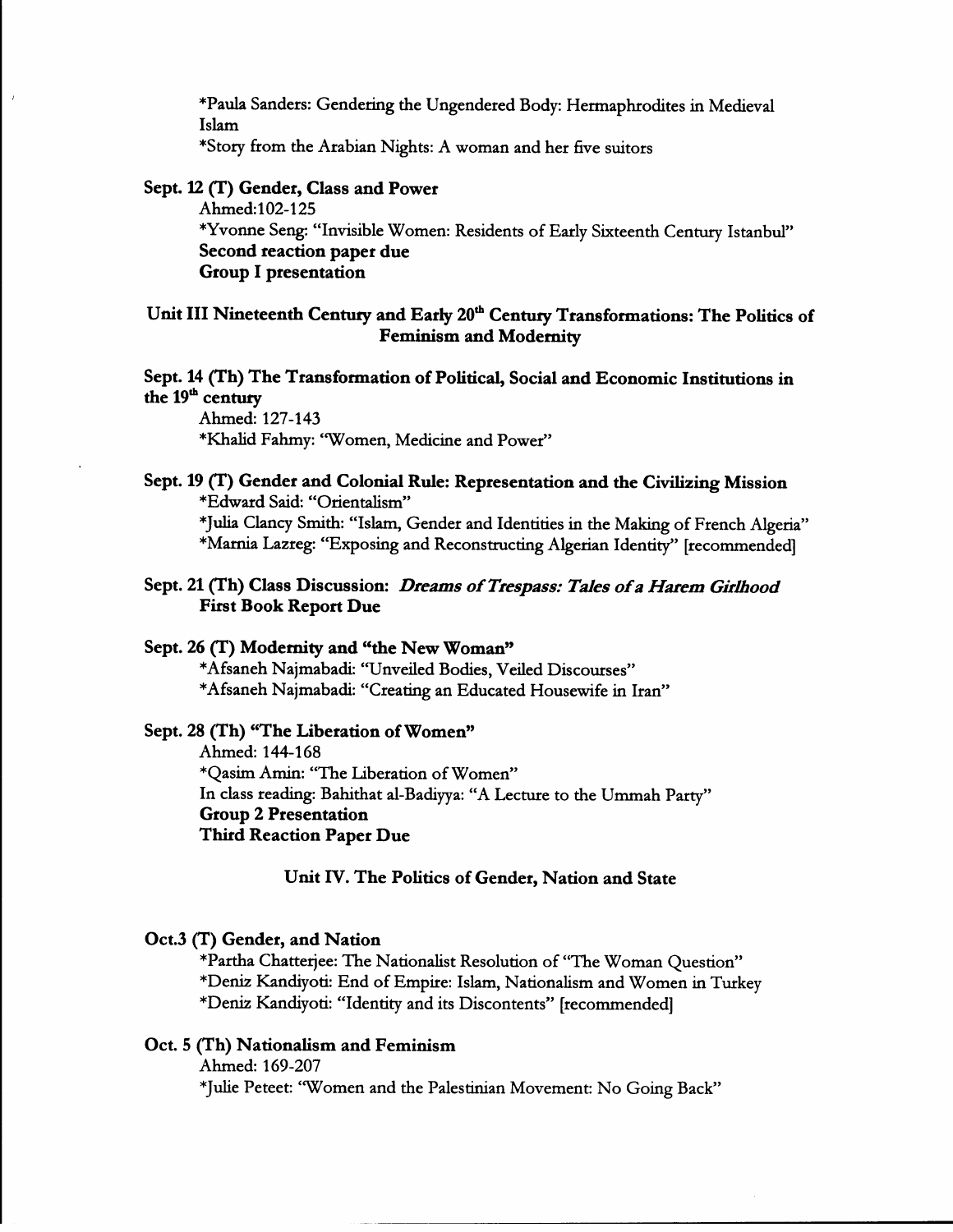*Paula Sanders: Gendering the Ungendered Body: Hermaphrodites in Medieval Islam

*Story from the Arabian Nights: A woman and her five suitors

**Sept. 12 (T) Gender, Class and Power**

Ahmed:102-125

*Yvonne Seng: "Invisible Women: Residents of Early Sixteenth Century Istanbul"

**Second reaction paper due**

**Group I presentation**

## Unit III Nineteenth Century and Early 20th Century Transformations: The Politics of Feminism and Modernity

**Sept. 14 (Th) The Transformation of Political, Social and Economic Institutions in the 19th century**

Ahmed: 127-143

*Khalid Fahmy: "Women, Medicine and Power"

**Sept. 19 (T) Gender and Colonial Rule: Representation and the Civilizing Mission**

*Edward Said: "Orientalism"

*Julia Clancy Smith: "Islam, Gender and Identities in the Making of French Algeria"

*Marnia Lazreg: "Exposing and Reconstructing Algerian Identity" [recommended]

**Sept. 21 (Th) Class Discussion: *Dreams of Trespass: Tales of a Harem Girlhood***

**First Book Report Due**

**Sept. 26 (T) Modernity and "the New Woman"**

*Afsaneh Najmabadi: "Unveiled Bodies, Veiled Discourses"

*Afsaneh Najmabadi: "Creating an Educated Housewife in Iran"

**Sept. 28 (Th) "The Liberation of Women"**

Ahmed: 144-168

*Qasim Amin: "The Liberation of Women"

In class reading: Bahithat al-Badiyya: "A Lecture to the Ummah Party"

**Group 2 Presentation**

**Third Reaction Paper Due**

## Unit IV. The Politics of Gender, Nation and State

**Oct.3 (T) Gender, and Nation**

*Partha Chatterjee: The Nationalist Resolution of "The Woman Question"

*Deniz Kandiyoti: End of Empire: Islam, Nationalism and Women in Turkey

*Deniz Kandiyoti: "Identity and its Discontents" [recommended]

**Oct. 5 (Th) Nationalism and Feminism**

Ahmed: 169-207

*Julie Peteet: "Women and the Palestinian Movement: No Going Back"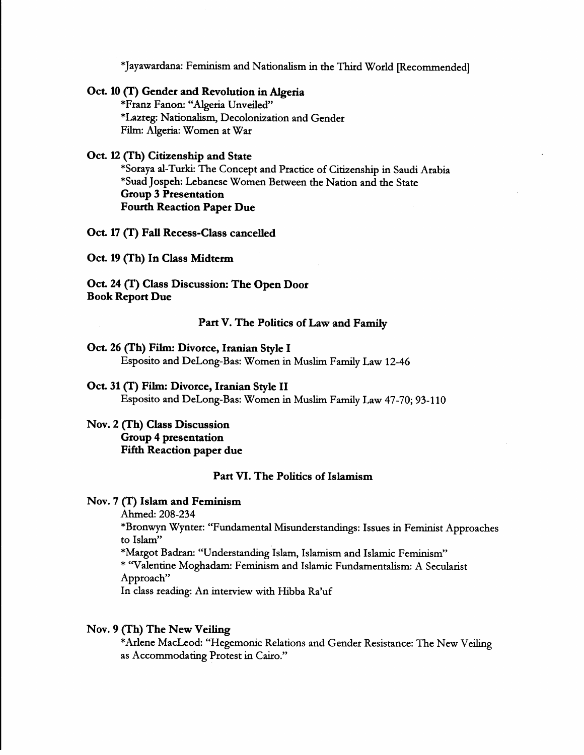*Jayawardana: Feminism and Nationalism in the Third World [Recommended]

**Oct. 10 (T) Gender and Revolution in Algeria**

*Franz Fanon: "Algeria Unveiled"
*Lazreg: Nationalism, Decolonization and Gender
Film: Algeria: Women at War

**Oct. 12 (Th) Citizenship and State**

*Soraya al-Turki: The Concept and Practice of Citizenship in Saudi Arabia
*Suad Jospeh: Lebanese Women Between the Nation and the State
**Group 3 Presentation**
**Fourth Reaction Paper Due**

**Oct. 17 (T) Fall Recess-Class cancelled**

**Oct. 19 (Th) In Class Midterm**

**Oct. 24 (T) Class Discussion: The Open Door**
**Book Report Due**

## Part V. The Politics of Law and Family

**Oct. 26 (Th) Film: Divorce, Iranian Style I**

Esposito and DeLong-Bas: Women in Muslim Family Law 12-46

**Oct. 31 (T) Film: Divorce, Iranian Style II**

Esposito and DeLong-Bas: Women in Muslim Family Law 47-70; 93-110

**Nov. 2 (Th) Class Discussion**
**Group 4 presentation**
**Fifth Reaction paper due**

## Part VI. The Politics of Islamism

**Nov. 7 (T) Islam and Feminism**

Ahmed: 208-234
*Bronwyn Wynter: "Fundamental Misunderstandings: Issues in Feminist Approaches to Islam"
*Margot Badran: "Understanding Islam, Islamism and Islamic Feminism"
* "Valentine Moghadam: Feminism and Islamic Fundamentalism: A Secularist Approach"
In class reading: An interview with Hibba Ra'uf

**Nov. 9 (Th) The New Veiling**

*Arlene MacLeod: "Hegemonic Relations and Gender Resistance: The New Veiling as Accommodating Protest in Cairo."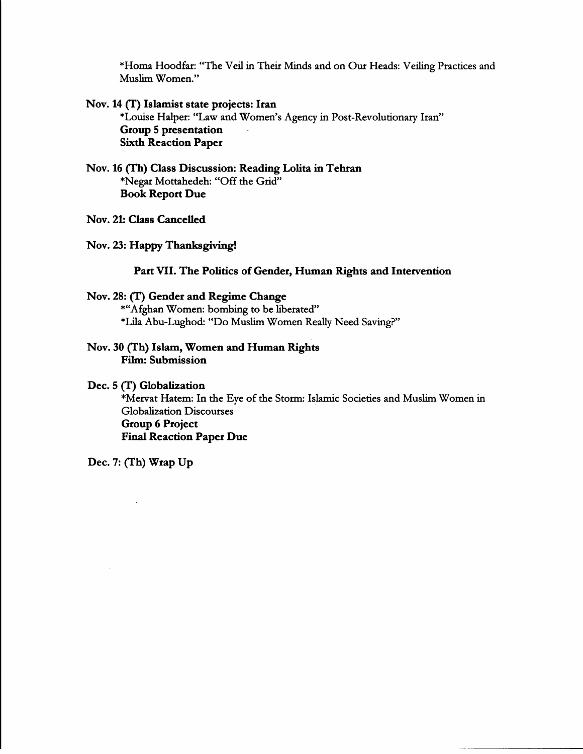*Homa Hoodfar: "The Veil in Their Minds and on Our Heads: Veiling Practices and Muslim Women."

**Nov. 14 (T) Islamist state projects: Iran**
*Louise Halper: "Law and Women's Agency in Post-Revolutionary Iran"
**Group 5 presentation**
**Sixth Reaction Paper**

**Nov. 16 (Th) Class Discussion: Reading Lolita in Tehran**
*Negar Mottahedeh: "Off the Grid"
**Book Report Due**

**Nov. 21: Class Cancelled**

**Nov. 23: Happy Thanksgiving!**

### Part VII. The Politics of Gender, Human Rights and Intervention

**Nov. 28: (T) Gender and Regime Change**
*"Afghan Women: bombing to be liberated"
*Lila Abu-Lughod: "Do Muslim Women Really Need Saving?"

**Nov. 30 (Th) Islam, Women and Human Rights**
**Film: Submission**

**Dec. 5 (T) Globalization**
*Mervat Hatem: In the Eye of the Storm: Islamic Societies and Muslim Women in Globalization Discourses
**Group 6 Project**
**Final Reaction Paper Due**

**Dec. 7: (Th) Wrap Up**